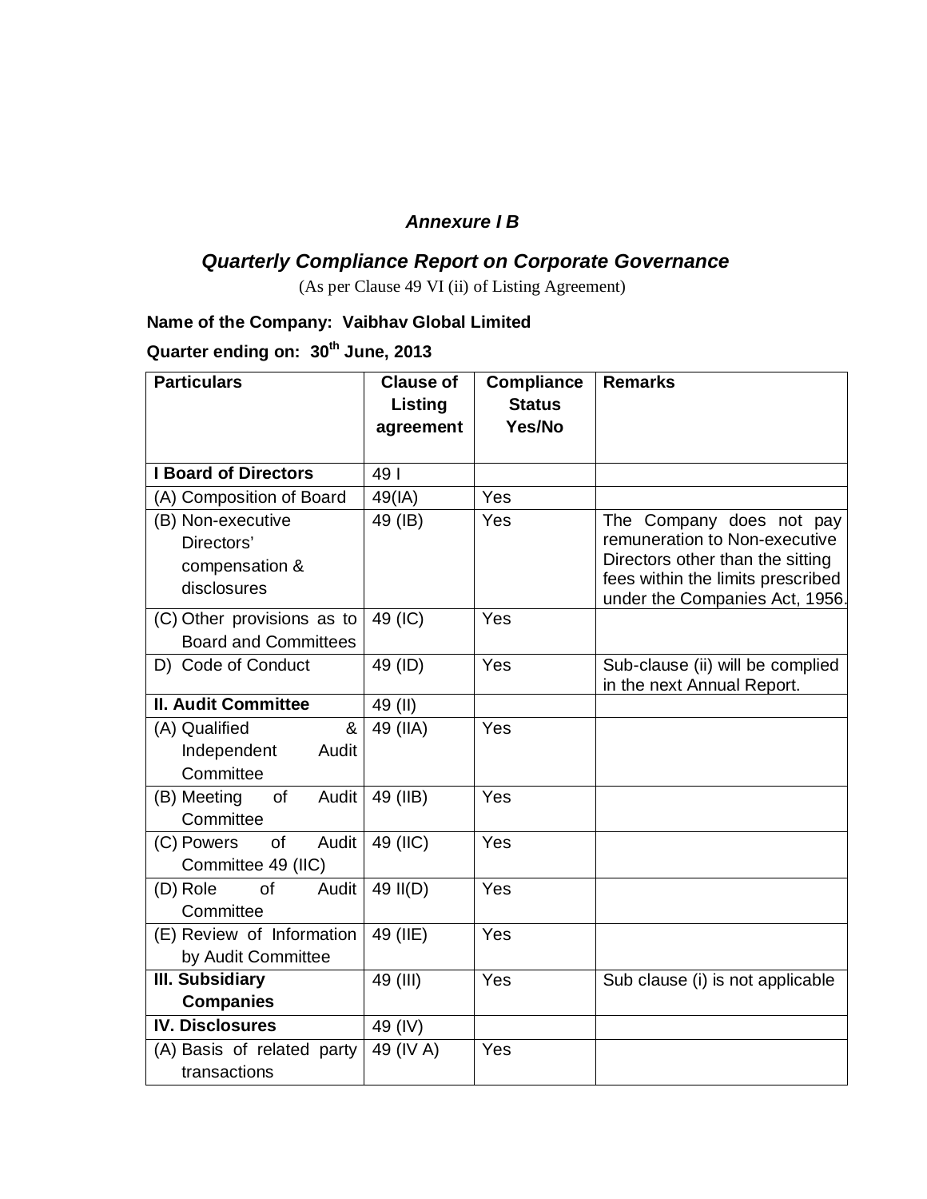## *Annexure I B*

## *Quarterly Compliance Report on Corporate Governance*

(As per Clause 49 VI (ii) of Listing Agreement)

**Name of the Company: Vaibhav Global Limited**

**Quarter ending on: 30th June, 2013**

| Particulars | Clause of Listing agreement | Compliance Status Yes/No | Remarks |
|---|---|---|---|
| **I Board of Directors** | 49 I | | |
| (A) Composition of Board | 49(IA) | Yes | |
| (B) Non-executive Directors' compensation & disclosures | 49 (IB) | Yes | The Company does not pay remuneration to Non-executive Directors other than the sitting fees within the limits prescribed under the Companies Act, 1956. |
| (C) Other provisions as to Board and Committees | 49 (IC) | Yes | |
| D) Code of Conduct | 49 (ID) | Yes | Sub-clause (ii) will be complied in the next Annual Report. |
| **II. Audit Committee** | 49 (II) | | |
| (A) Qualified & Independent Audit Committee | 49 (IIA) | Yes | |
| (B) Meeting of Audit Committee | 49 (IIB) | Yes | |
| (C) Powers of Audit Committee 49 (IIC) | 49 (IIC) | Yes | |
| (D) Role of Audit Committee | 49 II(D) | Yes | |
| (E) Review of Information by Audit Committee | 49 (IIE) | Yes | |
| **III. Subsidiary Companies** | 49 (III) | Yes | Sub clause (i) is not applicable |
| **IV. Disclosures** | 49 (IV) | | |
| (A) Basis of related party transactions | 49 (IV A) | Yes | |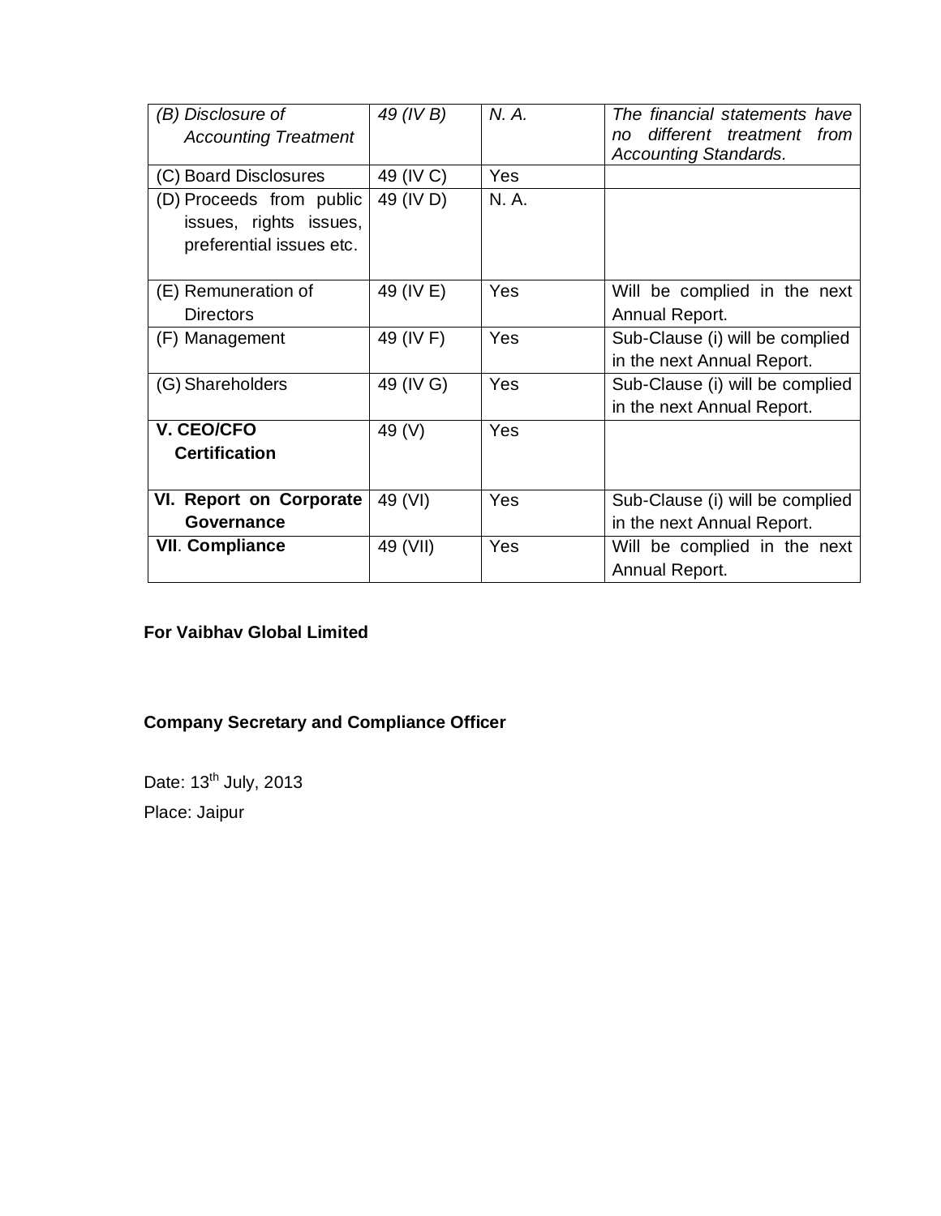| | | | |
|---|---|---|---|
| *(B) Disclosure of Accounting Treatment* | *49 (IV B)* | *N. A.* | *The financial statements have no different treatment from Accounting Standards.* |
| (C) Board Disclosures | 49 (IV C) | Yes | |
| (D) Proceeds from public issues, rights issues, preferential issues etc. | 49 (IV D) | N. A. | |
| (E) Remuneration of Directors | 49 (IV E) | Yes | Will be complied in the next Annual Report. |
| (F) Management | 49 (IV F) | Yes | Sub-Clause (i) will be complied in the next Annual Report. |
| (G) Shareholders | 49 (IV G) | Yes | Sub-Clause (i) will be complied in the next Annual Report. |
| **V. CEO/CFO Certification** | 49 (V) | Yes | |
| **VI. Report on Corporate Governance** | 49 (VI) | Yes | Sub-Clause (i) will be complied in the next Annual Report. |
| **VII. Compliance** | 49 (VII) | Yes | Will be complied in the next Annual Report. |

**For Vaibhav Global Limited**

**Company Secretary and Compliance Officer**

Date: 13th July, 2013

Place: Jaipur